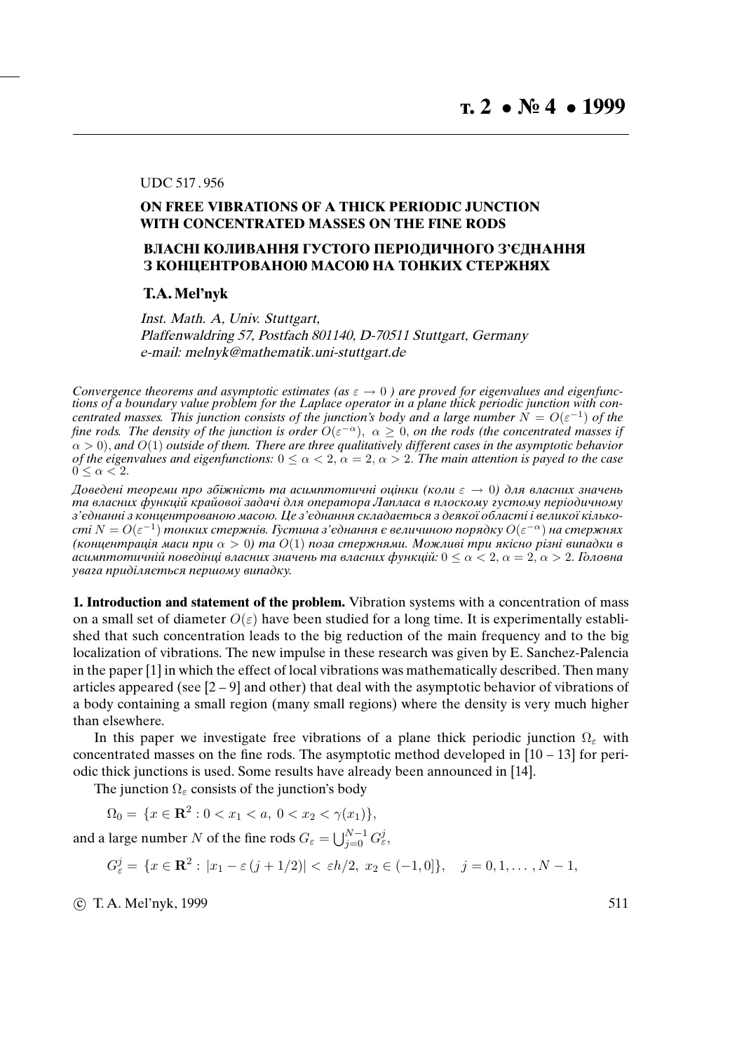UDC 517.956

## ON FREE VIBRATIONS OF A THICK PERIODIC JUNCTION WITH CONCENTRATED MASSES ON THE FINE RODS

## ВЛАСНІ КОЛИВАННЯ ГУСТОГО ПЕРІОДИЧНОГО З'ЄДНАННЯ З КОНЦЕНТРОВАНОЮ МАСОЮ НА ТОНКИХ СТЕРЖНЯХ

**T.A. Mel'nyk**

*Inst. Math. A, Univ. Stuttgart,*
*Plaffenwaldring 57, Postfach 801140, D-70511 Stuttgart, Germany*
*e-mail: melnyk@mathematik.uni-stuttgart.de*

*Convergence theorems and asymptotic estimates (as $\varepsilon \to 0$ ) are proved for eigenvalues and eigenfunctions of a boundary value problem for the Laplace operator in a plane thick periodic junction with concentrated masses. This junction consists of the junction's body and a large number $N = O(\varepsilon^{-1})$ of the fine rods. The density of the junction is order $O(\varepsilon^{-\alpha}),\ \alpha \geq 0$, on the rods (the concentrated masses if $\alpha > 0$), and $O(1)$ outside of them. There are three qualitatively different cases in the asymptotic behavior of the eigenvalues and eigenfunctions: $0 \leq \alpha < 2$, $\alpha = 2$, $\alpha > 2$. The main attention is payed to the case $0 \leq \alpha < 2$.*

*Доведені теореми про збіжність та асимптотичні оцінки (коли $\varepsilon \to 0$) для власних значень та власних функцій крайової задачі для оператора Лапласа в плоскому густому періодичному з'єднанні з концентрованою масою. Це з'єднання складається з деякої області і великої кількості $N = O(\varepsilon^{-1})$ тонких стержнів. Густина з'єднання є величиною порядку $O(\varepsilon^{-\alpha})$ на стержнях (концентрація маси при $\alpha > 0$) та $O(1)$ поза стержнями. Можливі три якісно різні випадки в асимптотичній поведінці власних значень та власних функцій: $0 \leq \alpha < 2$, $\alpha = 2$, $\alpha > 2$. Головна увага приділяється першому випадку.*

**1. Introduction and statement of the problem.** Vibration systems with a concentration of mass on a small set of diameter $O(\varepsilon)$ have been studied for a long time. It is experimentally established that such concentration leads to the big reduction of the main frequency and to the big localization of vibrations. The new impulse in these research was given by E. Sanchez-Palencia in the paper [1] in which the effect of local vibrations was mathematically described. Then many articles appeared (see [2 – 9] and other) that deal with the asymptotic behavior of vibrations of a body containing a small region (many small regions) where the density is very much higher than elsewhere.

In this paper we investigate free vibrations of a plane thick periodic junction $\Omega_\varepsilon$ with concentrated masses on the fine rods. The asymptotic method developed in [10 – 13] for periodic thick junctions is used. Some results have already been announced in [14].

The junction $\Omega_\varepsilon$ consists of the junction's body

$$\Omega_0 = \{x \in \mathbf{R}^2 : 0 < x_1 < a,\ 0 < x_2 < \gamma(x_1)\},$$

and a large number $N$ of the fine rods $G_\varepsilon = \bigcup_{j=0}^{N-1} G_\varepsilon^j$,

$$G_\varepsilon^j = \{x \in \mathbf{R}^2 : |x_1 - \varepsilon\,(j + 1/2)| < \varepsilon h/2,\ x_2 \in (-1, 0]\}, \quad j = 0, 1, \ldots, N-1,$$

© T. A. Mel'nyk, 1999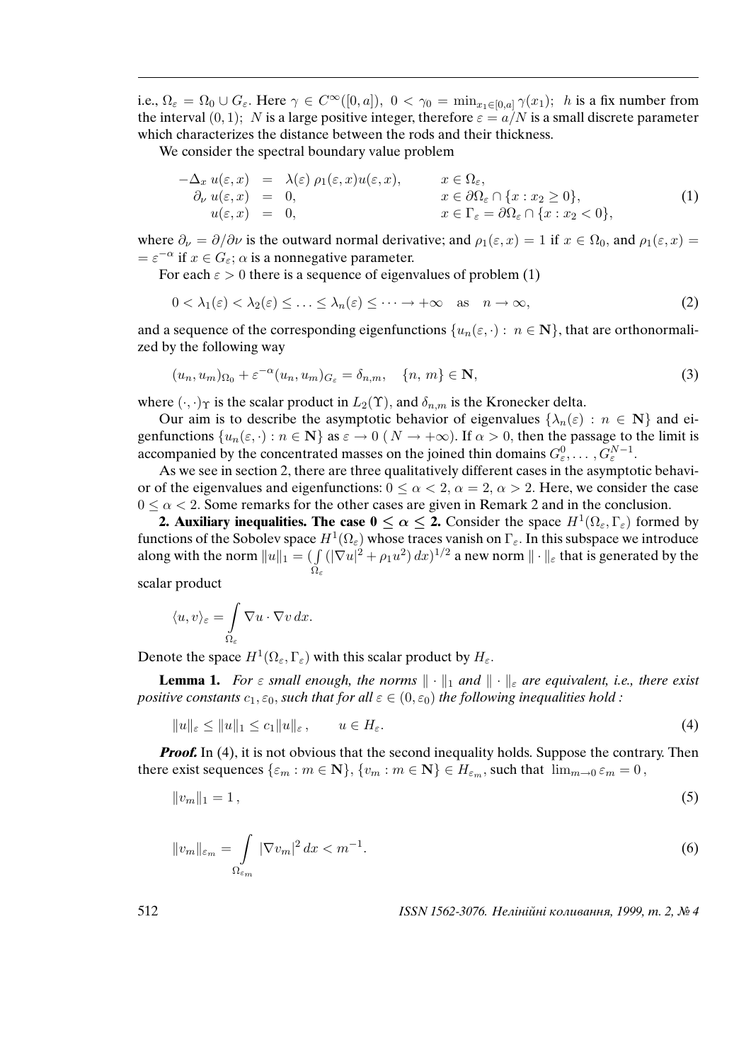i.e., $\Omega_\varepsilon = \Omega_0 \cup G_\varepsilon$. Here $\gamma \in C^\infty([0,a]),\ 0 < \gamma_0 = \min_{x_1\in[0,a]} \gamma(x_1);\ h$ is a fix number from the interval $(0,1);\ N$ is a large positive integer, therefore $\varepsilon = a/N$ is a small discrete parameter which characterizes the distance between the rods and their thickness.

We consider the spectral boundary value problem

$$
\begin{array}{rcll}
-\Delta_x\, u(\varepsilon,x) & = & \lambda(\varepsilon)\, \rho_1(\varepsilon,x) u(\varepsilon,x), & x \in \Omega_\varepsilon, \\
\partial_\nu\, u(\varepsilon,x) & = & 0, & x \in \partial\Omega_\varepsilon \cap \{x : x_2 \geq 0\}, \\
u(\varepsilon,x) & = & 0, & x \in \Gamma_\varepsilon = \partial\Omega_\varepsilon \cap \{x : x_2 < 0\},
\end{array}
\tag{1}
$$

where $\partial_\nu = \partial/\partial\nu$ is the outward normal derivative; and $\rho_1(\varepsilon,x) = 1$ if $x \in \Omega_0$, and $\rho_1(\varepsilon,x) = \varepsilon^{-\alpha}$ if $x \in G_\varepsilon$; $\alpha$ is a nonnegative parameter.

For each $\varepsilon > 0$ there is a sequence of eigenvalues of problem (1)

$$
0 < \lambda_1(\varepsilon) < \lambda_2(\varepsilon) \leq \ldots \leq \lambda_n(\varepsilon) \leq \cdots \to +\infty \quad \text{as} \quad n \to \infty, \tag{2}
$$

and a sequence of the corresponding eigenfunctions $\{u_n(\varepsilon,\cdot) :\ n \in \mathbf{N}\}$, that are orthonormalized by the following way

$$
(u_n, u_m)_{\Omega_0} + \varepsilon^{-\alpha}(u_n, u_m)_{G_\varepsilon} = \delta_{n,m}, \quad \{n,\, m\} \in \mathbf{N}, \tag{3}
$$

where $(\cdot,\cdot)_\Upsilon$ is the scalar product in $L_2(\Upsilon)$, and $\delta_{n,m}$ is the Kronecker delta.

Our aim is to describe the asymptotic behavior of eigenvalues $\{\lambda_n(\varepsilon) : n \in \mathbf{N}\}$ and eigenfunctions $\{u_n(\varepsilon,\cdot) : n \in \mathbf{N}\}$ as $\varepsilon \to 0$ ($N \to +\infty$). If $\alpha > 0$, then the passage to the limit is accompanied by the concentrated masses on the joined thin domains $G_\varepsilon^0, \ldots, G_\varepsilon^{N-1}$.

As we see in section 2, there are three qualitatively different cases in the asymptotic behavior of the eigenvalues and eigenfunctions: $0 \leq \alpha < 2$, $\alpha = 2$, $\alpha > 2$. Here, we consider the case $0 \leq \alpha < 2$. Some remarks for the other cases are given in Remark 2 and in the conclusion.

**2. Auxiliary inequalities. The case $0 \leq \alpha \leq 2$.** Consider the space $H^1(\Omega_\varepsilon, \Gamma_\varepsilon)$ formed by functions of the Sobolev space $H^1(\Omega_\varepsilon)$ whose traces vanish on $\Gamma_\varepsilon$. In this subspace we introduce along with the norm $\|u\|_1 = (\int\limits_{\Omega_\varepsilon} (|\nabla u|^2 + \rho_1 u^2)\, dx)^{1/2}$ a new norm $\|\cdot\|_\varepsilon$ that is generated by the scalar product

$$
\langle u, v\rangle_\varepsilon = \int\limits_{\Omega_\varepsilon} \nabla u \cdot \nabla v\, dx.
$$

Denote the space $H^1(\Omega_\varepsilon, \Gamma_\varepsilon)$ with this scalar product by $H_\varepsilon$.

**Lemma 1.** *For $\varepsilon$ small enough, the norms $\|\cdot\|_1$ and $\|\cdot\|_\varepsilon$ are equivalent, i.e., there exist positive constants $c_1, \varepsilon_0$, such that for all $\varepsilon \in (0, \varepsilon_0)$ the following inequalities hold :*

$$
\|u\|_\varepsilon \leq \|u\|_1 \leq c_1 \|u\|_\varepsilon\,, \qquad u \in H_\varepsilon. \tag{4}
$$

***Proof.*** In (4), it is not obvious that the second inequality holds. Suppose the contrary. Then there exist sequences $\{\varepsilon_m : m \in \mathbf{N}\}$, $\{v_m : m \in \mathbf{N}\} \in H_{\varepsilon_m}$, such that $\lim_{m\to 0} \varepsilon_m = 0$,

$$
\|v_m\|_1 = 1\,, \tag{5}
$$

$$
\|v_m\|_{\varepsilon_m} = \int\limits_{\Omega_{\varepsilon_m}} |\nabla v_m|^2\, dx < m^{-1}. \tag{6}
$$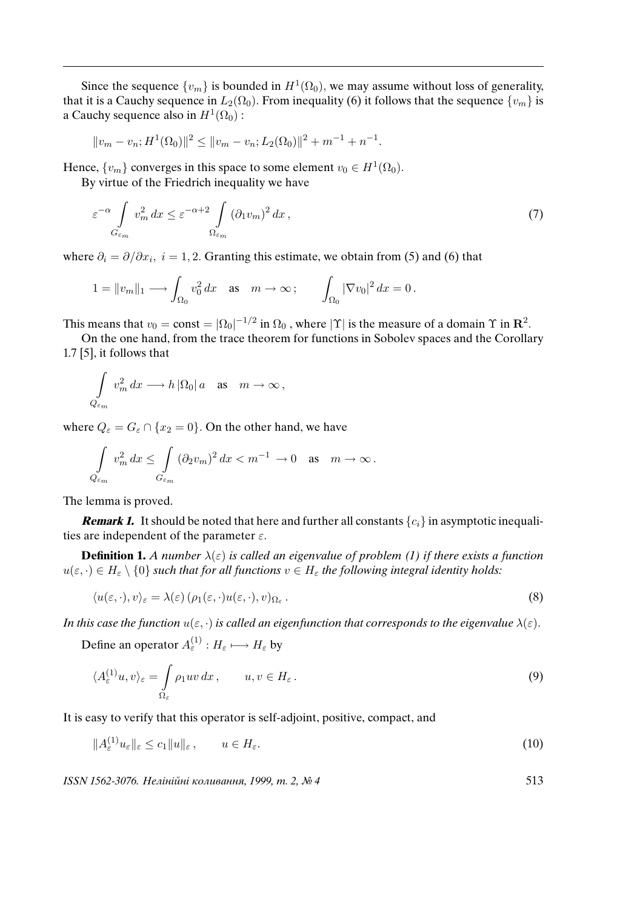Since the sequence $\{v_m\}$ is bounded in $H^1(\Omega_0)$, we may assume without loss of generality, that it is a Cauchy sequence in $L_2(\Omega_0)$. From inequality (6) it follows that the sequence $\{v_m\}$ is a Cauchy sequence also in $H^1(\Omega_0)$ :

$$\|v_m - v_n; H^1(\Omega_0)\|^2 \leq \|v_m - v_n; L_2(\Omega_0)\|^2 + m^{-1} + n^{-1}.$$

Hence, $\{v_m\}$ converges in this space to some element $v_0 \in H^1(\Omega_0)$.

By virtue of the Friedrich inequality we have

$$\varepsilon^{-\alpha} \int\limits_{G_{\varepsilon_m}} v_m^2 \, dx \leq \varepsilon^{-\alpha+2} \int\limits_{\Omega_{\varepsilon_m}} (\partial_1 v_m)^2 \, dx \,, \tag{7}$$

where $\partial_i = \partial/\partial x_i, \ i = 1, 2$. Granting this estimate, we obtain from (5) and (6) that

$$1 = \|v_m\|_1 \longrightarrow \int_{\Omega_0} v_0^2 \, dx \quad \text{as} \quad m \to \infty \, ; \qquad \int_{\Omega_0} |\nabla v_0|^2 \, dx = 0 \, .$$

This means that $v_0 = \text{const} = |\Omega_0|^{-1/2}$ in $\Omega_0$ , where $|\Upsilon|$ is the measure of a domain $\Upsilon$ in $\mathbf{R}^2$.

On the one hand, from the trace theorem for functions in Sobolev spaces and the Corollary 1.7 [5], it follows that

$$\int\limits_{Q_{\varepsilon_m}} v_m^2 \, dx \longrightarrow h \, |\Omega_0| \, a \quad \text{as} \quad m \to \infty \, ,$$

where $Q_\varepsilon = G_\varepsilon \cap \{x_2 = 0\}$. On the other hand, we have

$$\int\limits_{Q_{\varepsilon_m}} v_m^2 \, dx \leq \int\limits_{G_{\varepsilon_m}} (\partial_2 v_m)^2 \, dx < m^{-1} \to 0 \quad \text{as} \quad m \to \infty \, .$$

The lemma is proved.

***Remark 1.*** It should be noted that here and further all constants $\{c_i\}$ in asymptotic inequalities are independent of the parameter $\varepsilon$.

**Definition 1.** *A number $\lambda(\varepsilon)$ is called an eigenvalue of problem (1) if there exists a function $u(\varepsilon, \cdot) \in H_\varepsilon \setminus \{0\}$ such that for all functions $v \in H_\varepsilon$ the following integral identity holds:*

$$\langle u(\varepsilon, \cdot), v \rangle_\varepsilon = \lambda(\varepsilon) \, (\rho_1(\varepsilon, \cdot) u(\varepsilon, \cdot), v)_{\Omega_\varepsilon} \, . \tag{8}$$

*In this case the function $u(\varepsilon, \cdot)$ is called an eigenfunction that corresponds to the eigenvalue $\lambda(\varepsilon)$.*

Define an operator $A_\varepsilon^{(1)} : H_\varepsilon \longmapsto H_\varepsilon$ by

$$\langle A_\varepsilon^{(1)} u, v \rangle_\varepsilon = \int\limits_{\Omega_\varepsilon} \rho_1 u v \, dx \, , \qquad u, v \in H_\varepsilon \, . \tag{9}$$

It is easy to verify that this operator is self-adjoint, positive, compact, and

$$\|A_\varepsilon^{(1)} u_\varepsilon\|_\varepsilon \leq c_1 \|u\|_\varepsilon \, , \qquad u \in H_\varepsilon. \tag{10}$$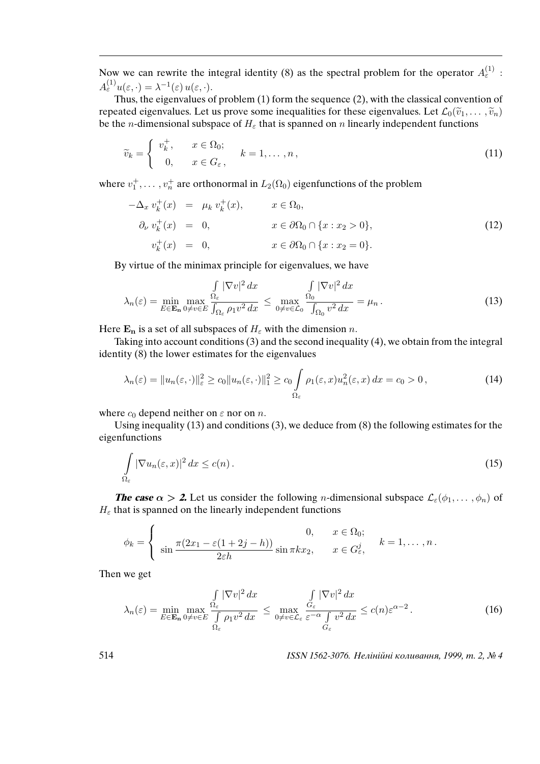Now we can rewrite the integral identity (8) as the spectral problem for the operator $A_\varepsilon^{(1)}$ : $A_\varepsilon^{(1)} u(\varepsilon,\cdot) = \lambda^{-1}(\varepsilon)\, u(\varepsilon,\cdot)$.

Thus, the eigenvalues of problem (1) form the sequence (2), with the classical convention of repeated eigenvalues. Let us prove some inequalities for these eigenvalues. Let $\mathcal{L}_0(\widetilde{v}_1,\ldots,\widetilde{v}_n)$ be the $n$-dimensional subspace of $H_\varepsilon$ that is spanned on $n$ linearly independent functions

$$
\widetilde{v}_k = \begin{cases} v_k^+, & x \in \Omega_0; \\ 0, & x \in G_\varepsilon\,, \end{cases} \quad k = 1,\ldots,n\,, \tag{11}
$$

where $v_1^+,\ldots,v_n^+$ are orthonormal in $L_2(\Omega_0)$ eigenfunctions of the problem

$$
\begin{aligned}
-\Delta_x\, v_k^+(x) &= \mu_k\, v_k^+(x), && x \in \Omega_0, \\
\partial_\nu\, v_k^+(x) &= 0, && x \in \partial\Omega_0 \cap \{x : x_2 > 0\}, \\
v_k^+(x) &= 0, && x \in \partial\Omega_0 \cap \{x : x_2 = 0\}.
\end{aligned} \tag{12}
$$

By virtue of the minimax principle for eigenvalues, we have

$$
\lambda_n(\varepsilon) = \min_{E \in \mathbf{E_n}} \max_{0 \neq v \in E} \frac{\int_{\Omega_\varepsilon} |\nabla v|^2\, dx}{\int_{\Omega_\varepsilon} \rho_1 v^2\, dx} \leq \max_{0 \neq v \in \mathcal{L}_0} \frac{\int_{\Omega_0} |\nabla v|^2\, dx}{\int_{\Omega_0} v^2\, dx} = \mu_n\,. \tag{13}
$$

Here $\mathbf{E_n}$ is a set of all subspaces of $H_\varepsilon$ with the dimension $n$.

Taking into account conditions (3) and the second inequality (4), we obtain from the integral identity (8) the lower estimates for the eigenvalues

$$
\lambda_n(\varepsilon) = \|u_n(\varepsilon,\cdot)\|_\varepsilon^2 \geq c_0 \|u_n(\varepsilon,\cdot)\|_1^2 \geq c_0 \int_{\Omega_\varepsilon} \rho_1(\varepsilon,x) u_n^2(\varepsilon,x)\, dx = c_0 > 0\,, \tag{14}
$$

where $c_0$ depend neither on $\varepsilon$ nor on $n$.

Using inequality (13) and conditions (3), we deduce from (8) the following estimates for the eigenfunctions

$$
\int_{\Omega_\varepsilon} |\nabla u_n(\varepsilon,x)|^2\, dx \leq c(n)\,. \tag{15}
$$

***The case $\alpha > 2$.*** Let us consider the following $n$-dimensional subspace $\mathcal{L}_\varepsilon(\phi_1,\ldots,\phi_n)$ of $H_\varepsilon$ that is spanned on the linearly independent functions

$$
\phi_k = \begin{cases} 0, & x \in \Omega_0; \\ \sin \dfrac{\pi(2x_1 - \varepsilon(1+2j-h))}{2\varepsilon h} \sin \pi k x_2, & x \in G_\varepsilon^j, \end{cases} \quad k = 1,\ldots,n\,.
$$

Then we get

$$
\lambda_n(\varepsilon) = \min_{E \in \mathbf{E_n}} \max_{0 \neq v \in E} \frac{\int_{\Omega_\varepsilon} |\nabla v|^2\, dx}{\int_{\Omega_\varepsilon} \rho_1 v^2\, dx} \leq \max_{0 \neq v \in \mathcal{L}_\varepsilon} \frac{\int_{G_\varepsilon} |\nabla v|^2\, dx}{\varepsilon^{-\alpha} \int_{G_\varepsilon} v^2\, dx} \leq c(n)\varepsilon^{\alpha-2}\,. \tag{16}
$$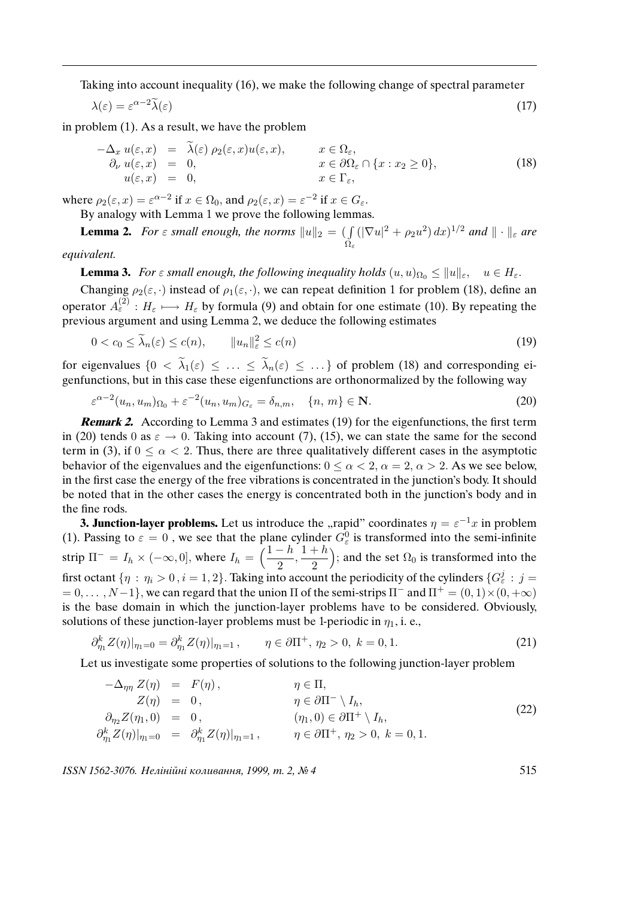Taking into account inequality (16), we make the following change of spectral parameter

$$\lambda(\varepsilon) = \varepsilon^{\alpha-2}\widetilde{\lambda}(\varepsilon) \tag{17}$$

in problem (1). As a result, we have the problem

$$\begin{array}{rcll} -\Delta_x\, u(\varepsilon,x) & = & \widetilde{\lambda}(\varepsilon)\, \rho_2(\varepsilon,x) u(\varepsilon,x), & x \in \Omega_\varepsilon, \\ \partial_\nu\, u(\varepsilon,x) & = & 0, & x \in \partial\Omega_\varepsilon \cap \{x : x_2 \geq 0\}, \\ u(\varepsilon,x) & = & 0, & x \in \Gamma_\varepsilon, \end{array} \tag{18}$$

where $\rho_2(\varepsilon,x) = \varepsilon^{\alpha-2}$ if $x \in \Omega_0$, and $\rho_2(\varepsilon,x) = \varepsilon^{-2}$ if $x \in G_\varepsilon$.

By analogy with Lemma 1 we prove the following lemmas.

**Lemma 2.** *For $\varepsilon$ small enough, the norms $\|u\|_2 = \big(\int_{\Omega_\varepsilon} (|\nabla u|^2 + \rho_2 u^2)\, dx\big)^{1/2}$ and $\|\cdot\|_\varepsilon$ are equivalent.*

**Lemma 3.** *For $\varepsilon$ small enough, the following inequality holds $(u,u)_{\Omega_0} \leq \|u\|_\varepsilon$, $\quad u \in H_\varepsilon$.*

Changing $\rho_2(\varepsilon,\cdot)$ instead of $\rho_1(\varepsilon,\cdot)$, we can repeat definition 1 for problem (18), define an operator $A_\varepsilon^{(2)} : H_\varepsilon \longmapsto H_\varepsilon$ by formula (9) and obtain for one estimate (10). By repeating the previous argument and using Lemma 2, we deduce the following estimates

$$0 < c_0 \leq \widetilde{\lambda}_n(\varepsilon) \leq c(n), \qquad \|u_n\|_\varepsilon^2 \leq c(n) \tag{19}$$

for eigenvalues $\{0 < \widetilde{\lambda}_1(\varepsilon) \leq \ldots \leq \widetilde{\lambda}_n(\varepsilon) \leq \ldots\}$ of problem (18) and corresponding eigenfunctions, but in this case these eigenfunctions are orthonormalized by the following way

$$\varepsilon^{\alpha-2}(u_n, u_m)_{\Omega_0} + \varepsilon^{-2}(u_n, u_m)_{G_\varepsilon} = \delta_{n,m}, \quad \{n,\, m\} \in \mathbf{N}. \tag{20}$$

***Remark 2.*** According to Lemma 3 and estimates (19) for the eigenfunctions, the first term in (20) tends 0 as $\varepsilon \to 0$. Taking into account (7), (15), we can state the same for the second term in (3), if $0 \leq \alpha < 2$. Thus, there are three qualitatively different cases in the asymptotic behavior of the eigenvalues and the eigenfunctions: $0 \leq \alpha < 2$, $\alpha = 2$, $\alpha > 2$. As we see below, in the first case the energy of the free vibrations is concentrated in the junction's body. It should be noted that in the other cases the energy is concentrated both in the junction's body and in the fine rods.

**3. Junction-layer problems.** Let us introduce the „rapid" coordinates $\eta = \varepsilon^{-1}x$ in problem (1). Passing to $\varepsilon = 0$ , we see that the plane cylinder $G_\varepsilon^0$ is transformed into the semi-infinite strip $\Pi^- = I_h \times (-\infty, 0]$, where $I_h = \Big(\dfrac{1-h}{2}, \dfrac{1+h}{2}\Big)$; and the set $\Omega_0$ is transformed into the first octant $\{\eta : \eta_i > 0\,, i = 1,2\}$. Taking into account the periodicity of the cylinders $\{G_\varepsilon^j : j = 0, \ldots, N-1\}$, we can regard that the union $\Pi$ of the semi-strips $\Pi^-$ and $\Pi^+ = (0,1)\times(0,+\infty)$ is the base domain in which the junction-layer problems have to be considered. Obviously, solutions of these junction-layer problems must be 1-periodic in $\eta_1$, i. e.,

$$\partial_{\eta_1}^k Z(\eta)|_{\eta_1=0} = \partial_{\eta_1}^k Z(\eta)|_{\eta_1=1}\,, \qquad \eta \in \partial\Pi^+,\ \eta_2 > 0,\ k = 0,1. \tag{21}$$

Let us investigate some properties of solutions to the following junction-layer problem

$$\begin{array}{rcll} -\Delta_{\eta\eta}\, Z(\eta) & = & F(\eta)\,, & \eta \in \Pi, \\ Z(\eta) & = & 0\,, & \eta \in \partial\Pi^- \setminus I_h, \\ \partial_{\eta_2} Z(\eta_1, 0) & = & 0\,, & (\eta_1, 0) \in \partial\Pi^+ \setminus I_h, \\ \partial_{\eta_1}^k Z(\eta)|_{\eta_1=0} & = & \partial_{\eta_1}^k Z(\eta)|_{\eta_1=1}\,, & \eta \in \partial\Pi^+,\ \eta_2 > 0,\ k = 0,1. \end{array} \tag{22}$$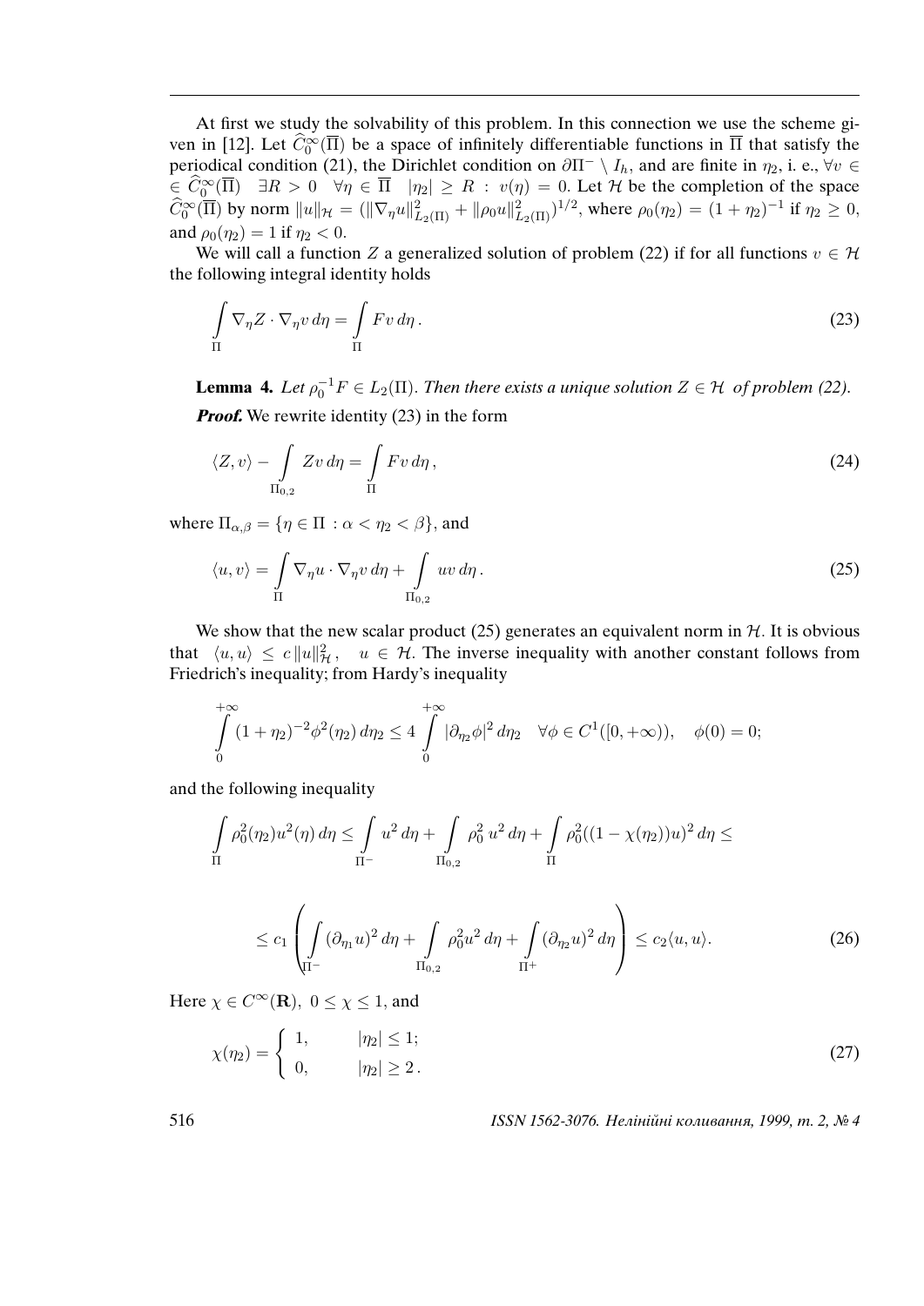At first we study the solvability of this problem. In this connection we use the scheme given in [12]. Let $\widehat{C}_0^\infty(\overline{\Pi})$ be a space of infinitely differentiable functions in $\overline{\Pi}$ that satisfy the periodical condition (21), the Dirichlet condition on $\partial\Pi^- \setminus I_h$, and are finite in $\eta_2$, i. e., $\forall v \in \widehat{C}_0^\infty(\overline{\Pi}) \quad \exists R > 0 \quad \forall \eta \in \overline{\Pi} \quad |\eta_2| \geq R \, : \, v(\eta) = 0$. Let $\mathcal{H}$ be the completion of the space $\widehat{C}_0^\infty(\overline{\Pi})$ by norm $\|u\|_{\mathcal{H}} = (\|\nabla_\eta u\|^2_{L_2(\Pi)} + \|\rho_0 u\|^2_{L_2(\Pi)})^{1/2}$, where $\rho_0(\eta_2) = (1+\eta_2)^{-1}$ if $\eta_2 \geq 0$, and $\rho_0(\eta_2) = 1$ if $\eta_2 < 0$.

We will call a function $Z$ a generalized solution of problem (22) if for all functions $v \in \mathcal{H}$ the following integral identity holds

$$\int\limits_{\Pi} \nabla_\eta Z \cdot \nabla_\eta v \, d\eta = \int\limits_{\Pi} F v \, d\eta \, . \tag{23}$$

**Lemma 4.** *Let $\rho_0^{-1} F \in L_2(\Pi)$. Then there exists a unique solution $Z \in \mathcal{H}$ of problem (22).*

***Proof.*** We rewrite identity (23) in the form

$$\langle Z, v \rangle - \int\limits_{\Pi_{0,2}} Z v \, d\eta = \int\limits_{\Pi} F v \, d\eta \, , \tag{24}$$

where $\Pi_{\alpha,\beta} = \{\eta \in \Pi \, : \alpha < \eta_2 < \beta\}$, and

$$\langle u, v \rangle = \int\limits_{\Pi} \nabla_\eta u \cdot \nabla_\eta v \, d\eta + \int\limits_{\Pi_{0,2}} uv \, d\eta \, . \tag{25}$$

We show that the new scalar product (25) generates an equivalent norm in $\mathcal{H}$. It is obvious that $\langle u, u \rangle \leq c \, \|u\|^2_{\mathcal{H}}, \quad u \in \mathcal{H}$. The inverse inequality with another constant follows from Friedrich's inequality; from Hardy's inequality

$$\int\limits_0^{+\infty} (1+\eta_2)^{-2} \phi^2(\eta_2) \, d\eta_2 \leq 4 \int\limits_0^{+\infty} |\partial_{\eta_2} \phi|^2 \, d\eta_2 \quad \forall \phi \in C^1([0, +\infty)), \quad \phi(0) = 0;$$

and the following inequality

$$\int\limits_{\Pi} \rho_0^2(\eta_2) u^2(\eta) \, d\eta \leq \int\limits_{\Pi^-} u^2 \, d\eta + \int\limits_{\Pi_{0,2}} \rho_0^2 \, u^2 \, d\eta + \int\limits_{\Pi} \rho_0^2((1-\chi(\eta_2))u)^2 \, d\eta \leq$$

$$\leq c_1 \left( \int\limits_{\Pi^-} (\partial_{\eta_1} u)^2 \, d\eta + \int\limits_{\Pi_{0,2}} \rho_0^2 u^2 \, d\eta + \int\limits_{\Pi^+} (\partial_{\eta_2} u)^2 \, d\eta \right) \leq c_2 \langle u, u \rangle . \tag{26}$$

Here $\chi \in C^\infty(\mathbf{R}), \; 0 \leq \chi \leq 1$, and

$$\chi(\eta_2) = \begin{cases} 1, & |\eta_2| \leq 1; \\ 0, & |\eta_2| \geq 2 \, . \end{cases} \tag{27}$$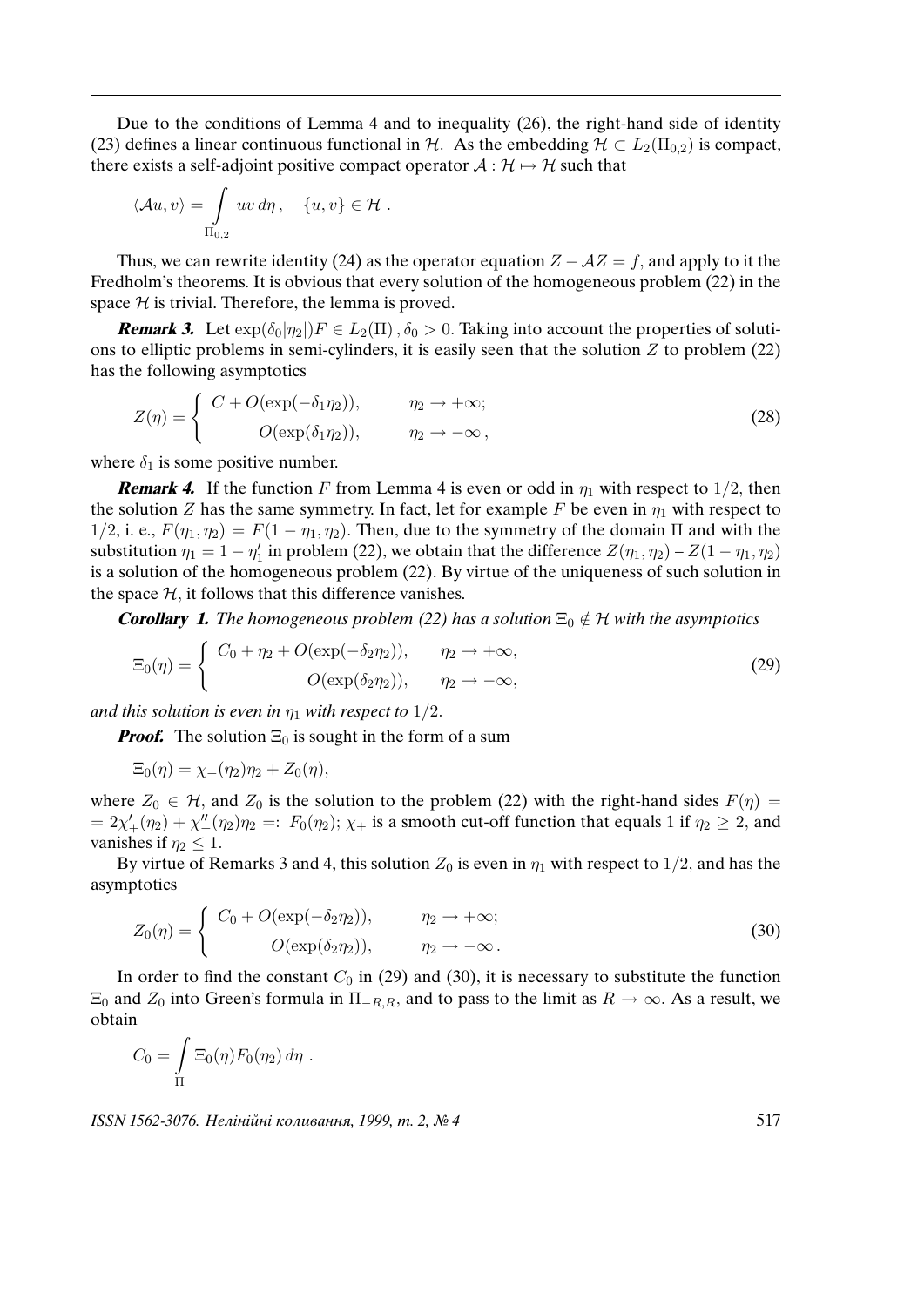Due to the conditions of Lemma 4 and to inequality (26), the right-hand side of identity (23) defines a linear continuous functional in $\mathcal{H}$. As the embedding $\mathcal{H} \subset L_2(\Pi_{0,2})$ is compact, there exists a self-adjoint positive compact operator $\mathcal{A} : \mathcal{H} \mapsto \mathcal{H}$ such that

$$\langle \mathcal{A}u, v\rangle = \int\limits_{\Pi_{0,2}} uv \, d\eta , \quad \{u, v\} \in \mathcal{H} .$$

Thus, we can rewrite identity (24) as the operator equation $Z - \mathcal{A}Z = f$, and apply to it the Fredholm's theorems. It is obvious that every solution of the homogeneous problem (22) in the space $\mathcal{H}$ is trivial. Therefore, the lemma is proved.

***Remark 3.*** Let $\exp(\delta_0|\eta_2|)F \in L_2(\Pi)$ , $\delta_0 > 0$. Taking into account the properties of solutions to elliptic problems in semi-cylinders, it is easily seen that the solution $Z$ to problem (22) has the following asymptotics

$$Z(\eta) = \begin{cases} C + O(\exp(-\delta_1\eta_2)), & \eta_2 \to +\infty; \\ \qquad O(\exp(\delta_1\eta_2)), & \eta_2 \to -\infty , \end{cases} \tag{28}$$

where $\delta_1$ is some positive number.

***Remark 4.*** If the function $F$ from Lemma 4 is even or odd in $\eta_1$ with respect to $1/2$, then the solution $Z$ has the same symmetry. In fact, let for example $F$ be even in $\eta_1$ with respect to $1/2$, i. e., $F(\eta_1, \eta_2) = F(1 - \eta_1, \eta_2)$. Then, due to the symmetry of the domain $\Pi$ and with the substitution $\eta_1 = 1 - \eta_1'$ in problem (22), we obtain that the difference $Z(\eta_1, \eta_2) - Z(1 - \eta_1, \eta_2)$ is a solution of the homogeneous problem (22). By virtue of the uniqueness of such solution in the space $\mathcal{H}$, it follows that this difference vanishes.

***Corollary 1.*** *The homogeneous problem (22) has a solution $\Xi_0 \notin \mathcal{H}$ with the asymptotics*

$$\Xi_0(\eta) = \begin{cases} C_0 + \eta_2 + O(\exp(-\delta_2\eta_2)), & \eta_2 \to +\infty, \\ \qquad O(\exp(\delta_2\eta_2)), & \eta_2 \to -\infty, \end{cases} \tag{29}$$

*and this solution is even in $\eta_1$ with respect to $1/2$.*

***Proof.*** The solution $\Xi_0$ is sought in the form of a sum

$$\Xi_0(\eta) = \chi_+(\eta_2)\eta_2 + Z_0(\eta),$$

where $Z_0 \in \mathcal{H}$, and $Z_0$ is the solution to the problem (22) with the right-hand sides $F(\eta) = 2\chi_+'(\eta_2) + \chi_+''(\eta_2)\eta_2 =: F_0(\eta_2)$; $\chi_+$ is a smooth cut-off function that equals 1 if $\eta_2 \geq 2$, and vanishes if $\eta_2 \leq 1$.

By virtue of Remarks 3 and 4, this solution $Z_0$ is even in $\eta_1$ with respect to $1/2$, and has the asymptotics

$$Z_0(\eta) = \begin{cases} C_0 + O(\exp(-\delta_2\eta_2)), & \eta_2 \to +\infty; \\ \qquad O(\exp(\delta_2\eta_2)), & \eta_2 \to -\infty . \end{cases} \tag{30}$$

In order to find the constant $C_0$ in (29) and (30), it is necessary to substitute the function $\Xi_0$ and $Z_0$ into Green's formula in $\Pi_{-R,R}$, and to pass to the limit as $R \to \infty$. As a result, we obtain

$$C_0 = \int\limits_{\Pi} \Xi_0(\eta) F_0(\eta_2) \, d\eta .$$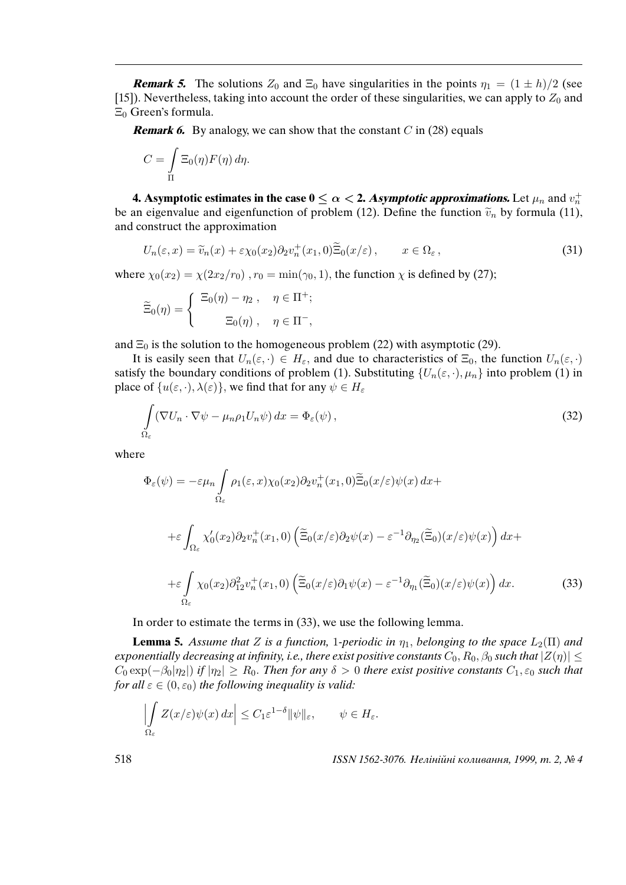***Remark 5.*** The solutions $Z_0$ and $\Xi_0$ have singularities in the points $\eta_1 = (1 \pm h)/2$ (see [15]). Nevertheless, taking into account the order of these singularities, we can apply to $Z_0$ and $\Xi_0$ Green's formula.

***Remark 6.*** By analogy, we can show that the constant $C$ in (28) equals

$$C = \int\limits_{\Pi} \Xi_0(\eta) F(\eta)\, d\eta.$$

**4. Asymptotic estimates in the case $0 \le \alpha < 2$.** ***Asymptotic approximations.*** Let $\mu_n$ and $v_n^+$ be an eigenvalue and eigenfunction of problem (12). Define the function $\widetilde{v}_n$ by formula (11), and construct the approximation

$$U_n(\varepsilon, x) = \widetilde{v}_n(x) + \varepsilon \chi_0(x_2) \partial_2 v_n^+(x_1, 0) \widetilde{\Xi}_0(x/\varepsilon)\,, \qquad x \in \Omega_\varepsilon\,, \tag{31}$$

where $\chi_0(x_2) = \chi(2x_2/r_0)$ , $r_0 = \min(\gamma_0, 1)$, the function $\chi$ is defined by (27);

$$\widetilde{\Xi}_0(\eta) = \begin{cases} \Xi_0(\eta) - \eta_2\,, & \eta \in \Pi^+; \\ \Xi_0(\eta)\,, & \eta \in \Pi^-, \end{cases}$$

and $\Xi_0$ is the solution to the homogeneous problem (22) with asymptotic (29).

It is easily seen that $U_n(\varepsilon, \cdot) \in H_\varepsilon$, and due to characteristics of $\Xi_0$, the function $U_n(\varepsilon, \cdot)$ satisfy the boundary conditions of problem (1). Substituting $\{U_n(\varepsilon, \cdot), \mu_n\}$ into problem (1) in place of $\{u(\varepsilon, \cdot), \lambda(\varepsilon)\}$, we find that for any $\psi \in H_\varepsilon$

$$\int\limits_{\Omega_\varepsilon} (\nabla U_n \cdot \nabla \psi - \mu_n \rho_1 U_n \psi)\, dx = \Phi_\varepsilon(\psi)\,, \tag{32}$$

where

$$\begin{aligned} \Phi_\varepsilon(\psi) = {} & -\varepsilon \mu_n \int\limits_{\Omega_\varepsilon} \rho_1(\varepsilon, x) \chi_0(x_2) \partial_2 v_n^+(x_1, 0) \widetilde{\Xi}_0(x/\varepsilon) \psi(x)\, dx + \\ & + \varepsilon \int_{\Omega_\varepsilon} \chi_0'(x_2) \partial_2 v_n^+(x_1, 0) \left( \widetilde{\Xi}_0(x/\varepsilon) \partial_2 \psi(x) - \varepsilon^{-1} \partial_{\eta_2} (\widetilde{\Xi}_0)(x/\varepsilon) \psi(x) \right) dx + \\ & + \varepsilon \int\limits_{\Omega_\varepsilon} \chi_0(x_2) \partial_{12}^2 v_n^+(x_1, 0) \left( \widetilde{\Xi}_0(x/\varepsilon) \partial_1 \psi(x) - \varepsilon^{-1} \partial_{\eta_1} (\widetilde{\Xi}_0)(x/\varepsilon) \psi(x) \right) dx. \end{aligned} \tag{33}$$

In order to estimate the terms in (33), we use the following lemma.

**Lemma 5.** *Assume that $Z$ is a function, 1-periodic in $\eta_1$, belonging to the space $L_2(\Pi)$ and exponentially decreasing at infinity, i.e., there exist positive constants $C_0, R_0, \beta_0$ such that $|Z(\eta)| \le C_0 \exp(-\beta_0 |\eta_2|)$ if $|\eta_2| \ge R_0$. Then for any $\delta > 0$ there exist positive constants $C_1, \varepsilon_0$ such that for all $\varepsilon \in (0, \varepsilon_0)$ the following inequality is valid:*

$$\Big| \int\limits_{\Omega_\varepsilon} Z(x/\varepsilon) \psi(x)\, dx \Big| \le C_1 \varepsilon^{1-\delta} \|\psi\|_\varepsilon, \qquad \psi \in H_\varepsilon.$$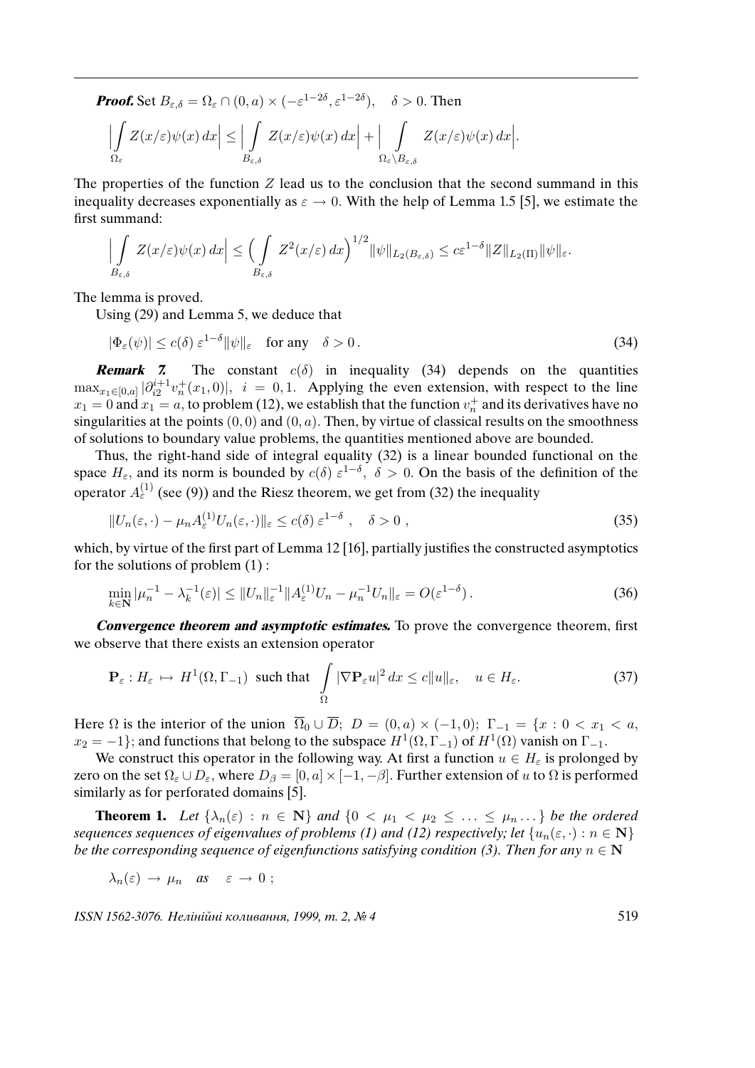***Proof.*** Set $B_{\varepsilon,\delta} = \Omega_\varepsilon \cap (0,a) \times (-\varepsilon^{1-2\delta}, \varepsilon^{1-2\delta}), \quad \delta > 0$. Then

$$\Big| \int\limits_{\Omega_\varepsilon} Z(x/\varepsilon)\psi(x)\,dx \Big| \le \Big| \int\limits_{B_{\varepsilon,\delta}} Z(x/\varepsilon)\psi(x)\,dx \Big| + \Big| \int\limits_{\Omega_\varepsilon \setminus B_{\varepsilon,\delta}} Z(x/\varepsilon)\psi(x)\,dx \Big|.$$

The properties of the function $Z$ lead us to the conclusion that the second summand in this inequality decreases exponentially as $\varepsilon \to 0$. With the help of Lemma 1.5 [5], we estimate the first summand:

$$\Big| \int\limits_{B_{\varepsilon,\delta}} Z(x/\varepsilon)\psi(x)\,dx \Big| \le \Big( \int\limits_{B_{\varepsilon,\delta}} Z^2(x/\varepsilon)\,dx \Big)^{1/2} \|\psi\|_{L_2(B_{\varepsilon,\delta})} \le c\varepsilon^{1-\delta} \|Z\|_{L_2(\Pi)} \|\psi\|_\varepsilon.$$

The lemma is proved.

Using (29) and Lemma 5, we deduce that

$$|\Phi_\varepsilon(\psi)| \le c(\delta)\,\varepsilon^{1-\delta} \|\psi\|_\varepsilon \quad \text{for any} \quad \delta > 0\,. \tag{34}$$

***Remark 7.*** The constant $c(\delta)$ in inequality (34) depends on the quantities $\max_{x_1 \in [0,a]} |\partial_{i2}^{i+1} v_n^+(x_1, 0)|, \ i = 0, 1$. Applying the even extension, with respect to the line $x_1 = 0$ and $x_1 = a$, to problem (12), we establish that the function $v_n^+$ and its derivatives have no singularities at the points $(0,0)$ and $(0,a)$. Then, by virtue of classical results on the smoothness of solutions to boundary value problems, the quantities mentioned above are bounded.

Thus, the right-hand side of integral equality (32) is a linear bounded functional on the space $H_\varepsilon$, and its norm is bounded by $c(\delta)\,\varepsilon^{1-\delta}, \ \delta > 0$. On the basis of the definition of the operator $A_\varepsilon^{(1)}$ (see (9)) and the Riesz theorem, we get from (32) the inequality

$$\|U_n(\varepsilon,\cdot) - \mu_n A_\varepsilon^{(1)} U_n(\varepsilon,\cdot)\|_\varepsilon \le c(\delta)\,\varepsilon^{1-\delta}\,, \quad \delta > 0\,, \tag{35}$$

which, by virtue of the first part of Lemma 12 [16], partially justifies the constructed asymptotics for the solutions of problem (1) :

$$\min_{k \in \mathbf{N}} |\mu_n^{-1} - \lambda_k^{-1}(\varepsilon)| \le \|U_n\|_\varepsilon^{-1} \|A_\varepsilon^{(1)} U_n - \mu_n^{-1} U_n\|_\varepsilon = O(\varepsilon^{1-\delta})\,. \tag{36}$$

***Convergence theorem and asymptotic estimates.*** To prove the convergence theorem, first we observe that there exists an extension operator

$$\mathbf{P}_\varepsilon : H_\varepsilon \mapsto H^1(\Omega, \Gamma_{-1}) \ \text{ such that } \int\limits_\Omega |\nabla \mathbf{P}_\varepsilon u|^2\,dx \le c\|u\|_\varepsilon, \quad u \in H_\varepsilon. \tag{37}$$

Here $\Omega$ is the interior of the union $\overline{\Omega}_0 \cup \overline{D}$; $D = (0,a) \times (-1,0)$; $\Gamma_{-1} = \{x : 0 < x_1 < a, x_2 = -1\}$; and functions that belong to the subspace $H^1(\Omega, \Gamma_{-1})$ of $H^1(\Omega)$ vanish on $\Gamma_{-1}$.

We construct this operator in the following way. At first a function $u \in H_\varepsilon$ is prolonged by zero on the set $\Omega_\varepsilon \cup D_\varepsilon$, where $D_\beta = [0,a] \times [-1, -\beta]$. Further extension of $u$ to $\Omega$ is performed similarly as for perforated domains [5].

**Theorem 1.** *Let $\{\lambda_n(\varepsilon) : n \in \mathbf{N}\}$ and $\{0 < \mu_1 < \mu_2 \le \ldots \le \mu_n \ldots\}$ be the ordered sequences sequences of eigenvalues of problems (1) and (12) respectively; let $\{u_n(\varepsilon,\cdot) : n \in \mathbf{N}\}$ be the corresponding sequence of eigenfunctions satisfying condition (3). Then for any $n \in \mathbf{N}$*

$$\lambda_n(\varepsilon) \to \mu_n \quad \textit{as} \quad \varepsilon \to 0\,;$$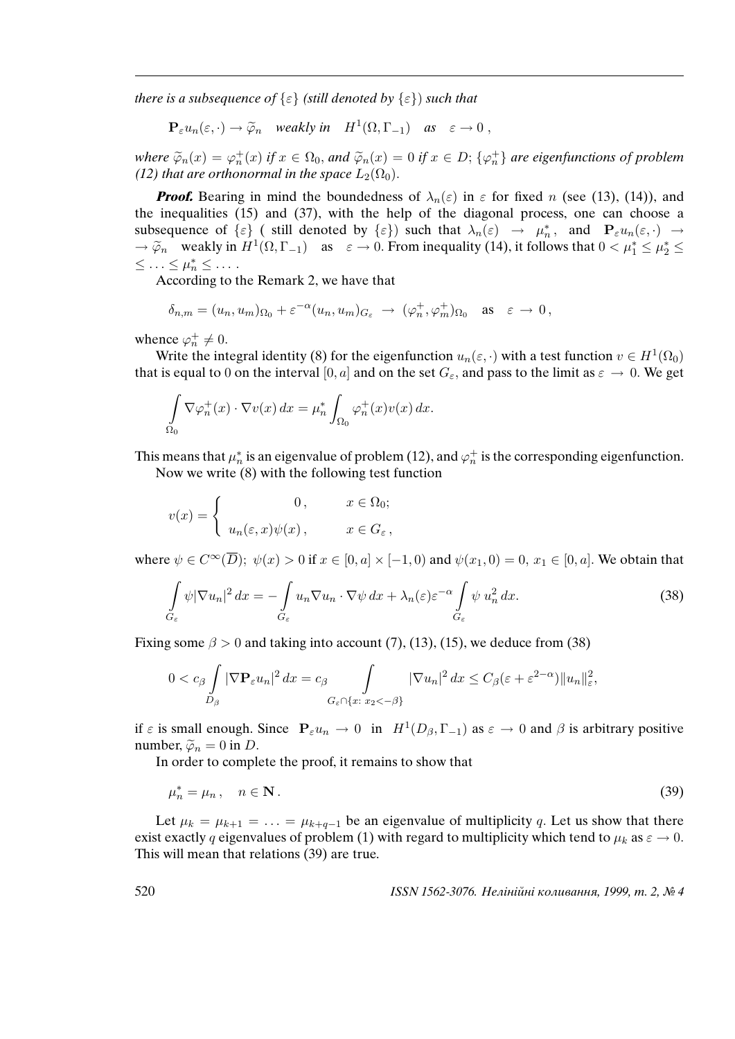*there is a subsequence of $\{\varepsilon\}$ (still denoted by $\{\varepsilon\}$) such that*

$$\mathbf{P}_\varepsilon u_n(\varepsilon,\cdot) \to \widetilde{\varphi}_n \quad \textit{weakly in} \quad H^1(\Omega,\Gamma_{-1}) \quad \textit{as} \quad \varepsilon \to 0\,,$$

*where $\widetilde{\varphi}_n(x) = \varphi_n^+(x)$ if $x \in \Omega_0$, and $\widetilde{\varphi}_n(x) = 0$ if $x \in D$; $\{\varphi_n^+\}$ are eigenfunctions of problem (12) that are orthonormal in the space $L_2(\Omega_0)$.*

***Proof.*** Bearing in mind the boundedness of $\lambda_n(\varepsilon)$ in $\varepsilon$ for fixed $n$ (see (13), (14)), and the inequalities (15) and (37), with the help of the diagonal process, one can choose a subsequence of $\{\varepsilon\}$ ( still denoted by $\{\varepsilon\}$) such that $\lambda_n(\varepsilon) \to \mu_n^*$, and $\mathbf{P}_\varepsilon u_n(\varepsilon,\cdot) \to \widetilde{\varphi}_n$ weakly in $H^1(\Omega,\Gamma_{-1})$ as $\varepsilon \to 0$. From inequality (14), it follows that $0 < \mu_1^* \le \mu_2^* \le \ldots \le \mu_n^* \le \ldots$ .

According to the Remark 2, we have that

$$\delta_{n,m} = (u_n,u_m)_{\Omega_0} + \varepsilon^{-\alpha}(u_n,u_m)_{G_\varepsilon} \to (\varphi_n^+,\varphi_m^+)_{\Omega_0} \quad \text{as} \quad \varepsilon \to 0\,,$$

whence $\varphi_n^+ \ne 0$.

Write the integral identity (8) for the eigenfunction $u_n(\varepsilon,\cdot)$ with a test function $v \in H^1(\Omega_0)$ that is equal to 0 on the interval $[0,a]$ and on the set $G_\varepsilon$, and pass to the limit as $\varepsilon \to 0$. We get

$$\int\limits_{\Omega_0} \nabla\varphi_n^+(x)\cdot\nabla v(x)\,dx = \mu_n^* \int_{\Omega_0} \varphi_n^+(x)v(x)\,dx.$$

This means that $\mu_n^*$ is an eigenvalue of problem (12), and $\varphi_n^+$ is the corresponding eigenfunction.

Now we write (8) with the following test function

$$v(x) = \begin{cases} \quad 0\,, & x \in \Omega_0; \\ u_n(\varepsilon,x)\psi(x)\,, & x \in G_\varepsilon\,, \end{cases}$$

where $\psi \in C^\infty(\overline{D})$; $\psi(x) > 0$ if $x \in [0,a]\times[-1,0)$ and $\psi(x_1,0) = 0$, $x_1 \in [0,a]$. We obtain that

$$\int\limits_{G_\varepsilon} \psi|\nabla u_n|^2\,dx = -\int\limits_{G_\varepsilon} u_n\nabla u_n\cdot\nabla\psi\,dx + \lambda_n(\varepsilon)\varepsilon^{-\alpha}\int\limits_{G_\varepsilon}\psi\,u_n^2\,dx. \tag{38}$$

Fixing some $\beta > 0$ and taking into account (7), (13), (15), we deduce from (38)

$$0 < c_\beta\int\limits_{D_\beta}|\nabla\mathbf{P}_\varepsilon u_n|^2\,dx = c_\beta\int\limits_{G_\varepsilon\cap\{x:\,x_2<-\beta\}}|\nabla u_n|^2\,dx \le C_\beta(\varepsilon+\varepsilon^{2-\alpha})\|u_n\|_\varepsilon^2,$$

if $\varepsilon$ is small enough. Since $\mathbf{P}_\varepsilon u_n \to 0$ in $H^1(D_\beta,\Gamma_{-1})$ as $\varepsilon \to 0$ and $\beta$ is arbitrary positive number, $\widetilde{\varphi}_n = 0$ in $D$.

In order to complete the proof, it remains to show that

$$\mu_n^* = \mu_n\,, \quad n \in \mathbf{N}\,. \tag{39}$$

Let $\mu_k = \mu_{k+1} = \ldots = \mu_{k+q-1}$ be an eigenvalue of multiplicity $q$. Let us show that there exist exactly $q$ eigenvalues of problem (1) with regard to multiplicity which tend to $\mu_k$ as $\varepsilon \to 0$. This will mean that relations (39) are true.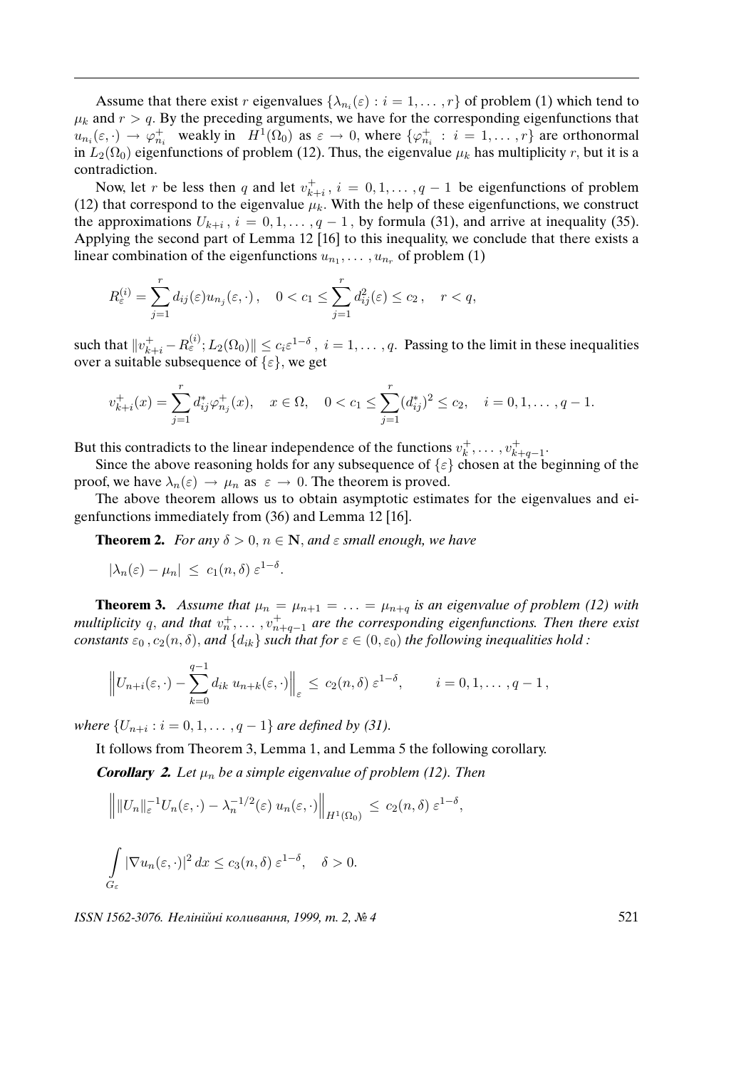Assume that there exist $r$ eigenvalues $\{\lambda_{n_i}(\varepsilon) : i = 1, \dots, r\}$ of problem (1) which tend to $\mu_k$ and $r > q$. By the preceding arguments, we have for the corresponding eigenfunctions that $u_{n_i}(\varepsilon, \cdot) \to \varphi^+_{n_i}$ weakly in $H^1(\Omega_0)$ as $\varepsilon \to 0$, where $\{\varphi^+_{n_i} : i = 1, \dots, r\}$ are orthonormal in $L_2(\Omega_0)$ eigenfunctions of problem (12). Thus, the eigenvalue $\mu_k$ has multiplicity $r$, but it is a contradiction.

Now, let $r$ be less then $q$ and let $v^+_{k+i}$, $i = 0, 1, \dots, q-1$ be eigenfunctions of problem (12) that correspond to the eigenvalue $\mu_k$. With the help of these eigenfunctions, we construct the approximations $U_{k+i}$, $i = 0, 1, \dots, q-1$, by formula (31), and arrive at inequality (35). Applying the second part of Lemma 12 [16] to this inequality, we conclude that there exists a linear combination of the eigenfunctions $u_{n_1}, \dots, u_{n_r}$ of problem (1)

$$R^{(i)}_\varepsilon = \sum_{j=1}^{r} d_{ij}(\varepsilon) u_{n_j}(\varepsilon, \cdot), \quad 0 < c_1 \le \sum_{j=1}^{r} d^2_{ij}(\varepsilon) \le c_2, \quad r < q,$$

such that $\|v^+_{k+i} - R^{(i)}_\varepsilon; L_2(\Omega_0)\| \le c_i \varepsilon^{1-\delta}$, $i = 1, \dots, q$. Passing to the limit in these inequalities over a suitable subsequence of $\{\varepsilon\}$, we get

$$v^+_{k+i}(x) = \sum_{j=1}^{r} d^*_{ij} \varphi^+_{n_j}(x), \quad x \in \Omega, \quad 0 < c_1 \le \sum_{j=1}^{r} (d^*_{ij})^2 \le c_2, \quad i = 0, 1, \dots, q-1.$$

But this contradicts to the linear independence of the functions $v^+_k, \dots, v^+_{k+q-1}$.

Since the above reasoning holds for any subsequence of $\{\varepsilon\}$ chosen at the beginning of the proof, we have $\lambda_n(\varepsilon) \to \mu_n$ as $\varepsilon \to 0$. The theorem is proved.

The above theorem allows us to obtain asymptotic estimates for the eigenvalues and eigenfunctions immediately from (36) and Lemma 12 [16].

**Theorem 2.** *For any $\delta > 0$, $n \in \mathbf{N}$, and $\varepsilon$ small enough, we have*

$$|\lambda_n(\varepsilon) - \mu_n| \le c_1(n, \delta)\, \varepsilon^{1-\delta}.$$

**Theorem 3.** *Assume that $\mu_n = \mu_{n+1} = \ldots = \mu_{n+q}$ is an eigenvalue of problem (12) with multiplicity $q$, and that $v^+_n, \dots, v^+_{n+q-1}$ are the corresponding eigenfunctions. Then there exist constants $\varepsilon_0$, $c_2(n, \delta)$, and $\{d_{ik}\}$ such that for $\varepsilon \in (0, \varepsilon_0)$ the following inequalities hold :*

$$\Big\| U_{n+i}(\varepsilon, \cdot) - \sum_{k=0}^{q-1} d_{ik}\, u_{n+k}(\varepsilon, \cdot) \Big\|_\varepsilon \le c_2(n, \delta)\, \varepsilon^{1-\delta}, \qquad i = 0, 1, \dots, q-1,$$

*where $\{U_{n+i} : i = 0, 1, \dots, q-1\}$ are defined by (31).*

It follows from Theorem 3, Lemma 1, and Lemma 5 the following corollary.

***Corollary 2.*** *Let $\mu_n$ be a simple eigenvalue of problem (12). Then*

$$\Big\| \|U_n\|^{-1}_\varepsilon U_n(\varepsilon, \cdot) - \lambda_n^{-1/2}(\varepsilon)\, u_n(\varepsilon, \cdot) \Big\|_{H^1(\Omega_0)} \le c_2(n, \delta)\, \varepsilon^{1-\delta},$$

$$\int\limits_{G_\varepsilon} |\nabla u_n(\varepsilon, \cdot)|^2 \, dx \le c_3(n, \delta)\, \varepsilon^{1-\delta}, \quad \delta > 0.$$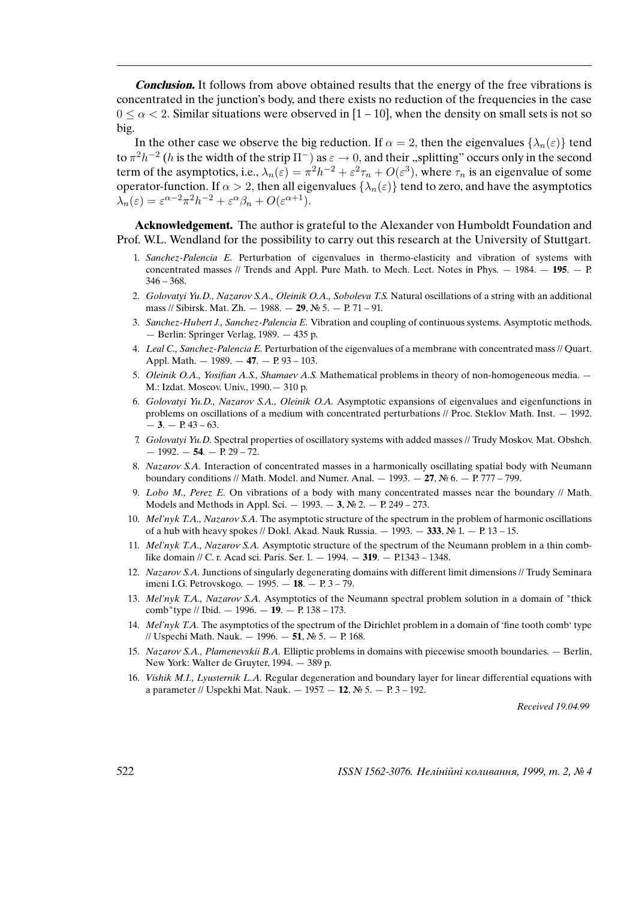***Conclusion.*** It follows from above obtained results that the energy of the free vibrations is concentrated in the junction's body, and there exists no reduction of the frequencies in the case $0 \leq \alpha < 2$. Similar situations were observed in [1 – 10], when the density on small sets is not so big.

In the other case we observe the big reduction. If $\alpha = 2$, then the eigenvalues $\{\lambda_n(\varepsilon)\}$ tend to $\pi^2 h^{-2}$ ($h$ is the width of the strip $\Pi^-$) as $\varepsilon \to 0$, and their „splitting" occurs only in the second term of the asymptotics, i.e., $\lambda_n(\varepsilon) = \pi^2 h^{-2} + \varepsilon^2 \tau_n + O(\varepsilon^3)$, where $\tau_n$ is an eigenvalue of some operator-function. If $\alpha > 2$, then all eigenvalues $\{\lambda_n(\varepsilon)\}$ tend to zero, and have the asymptotics $\lambda_n(\varepsilon) = \varepsilon^{\alpha-2} \pi^2 h^{-2} + \varepsilon^{\alpha} \beta_n + O(\varepsilon^{\alpha+1})$.

**Acknowledgement.** The author is grateful to the Alexander von Humboldt Foundation and Prof. W.L. Wendland for the possibility to carry out this research at the University of Stuttgart.

1. *Sanchez-Palencia E.* Perturbation of eigenvalues in thermo-elasticity and vibration of systems with concentrated masses // Trends and Appl. Pure Math. to Mech. Lect. Notes in Phys. — 1984. — **195**. — P. 346 – 368.
2. *Golovatyi Yu.D., Nazarov S.A., Oleinik O.A., Soboleva T.S.* Natural oscillations of a string with an additional mass // Sibirsk. Mat. Zh. — 1988. — **29**, № 5. — P. 71 – 91.
3. *Sanchez-Hubert J., Sanchez-Palencia E.* Vibration and coupling of continuous systems. Asymptotic methods. — Berlin: Springer Verlag, 1989. — 435 p.
4. *Leal C., Sanchez-Palencia E.* Perturbation of the eigenvalues of a membrane with concentrated mass // Quart. Appl. Math. — 1989. — **47**. — P. 93 – 103.
5. *Oleinik O.A., Yosifian A.S., Shamaev A.S.* Mathematical problems in theory of non-homogeneous media. — M.: Izdat. Moscov. Univ., 1990.— 310 p.
6. *Golovatyi Yu.D., Nazarov S.A., Oleinik O.A.* Asymptotic expansions of eigenvalues and eigenfunctions in problems on oscillations of a medium with concentrated perturbations // Proc. Steklov Math. Inst. — 1992. — **3**. — P. 43 – 63.
7. *Golovatyi Yu.D.* Spectral properties of oscillatory systems with added masses // Trudy Moskov. Mat. Obshch. — 1992. — **54**. — P. 29 – 72.
8. *Nazarov S.A.* Interaction of concentrated masses in a harmonically oscillating spatial body with Neumann boundary conditions // Math. Model. and Numer. Anal. — 1993. — **27**, № 6. — P. 777 – 799.
9. *Lobo M., Perez E.* On vibrations of a body with many concentrated masses near the boundary // Math. Models and Methods in Appl. Sci. — 1993. — **3**, № 2. — P. 249 – 273.
10. *Mel'nyk T.A., Nazarov S.A.* The asymptotic structure of the spectrum in the problem of harmonic oscillations of a hub with heavy spokes // Dokl. Akad. Nauk Russia. — 1993. — **333**, № 1. — P. 13 – 15.
11. *Mel'nyk T.A., Nazarov S.A.* Asymptotic structure of the spectrum of the Neumann problem in a thin comb-like domain // C. r. Acad sci. Paris. Ser. 1. — 1994. — **319**. — P.1343 – 1348.
12. *Nazarov S.A.* Junctions of singularly degenerating domains with different limit dimensions // Trudy Seminara imeni I.G. Petrovskogo. — 1995. — **18**. — P. 3 – 79.
13. *Mel'nyk T.A., Nazarov S.A.* Asymptotics of the Neumann spectral problem solution in a domain of "thick comb"type // Ibid. — 1996. — **19**. — P. 138 – 173.
14. *Mel'nyk T.A.* The asymptotics of the spectrum of the Dirichlet problem in a domain of 'fine tooth comb' type // Uspechi Math. Nauk. — 1996. — **51**, № 5. — P. 168.
15. *Nazarov S.A., Plamenevskii B.A.* Elliptic problems in domains with piecewise smooth boundaries. — Berlin, New York: Walter de Gruyter, 1994. — 389 p.
16. *Vishik M.I., Lyusternik L.A.* Regular degeneration and boundary layer for linear differential equations with a parameter // Uspekhi Mat. Nauk. — 1957. — **12**, № 5. — P. 3 – 192.

*Received 19.04.99*